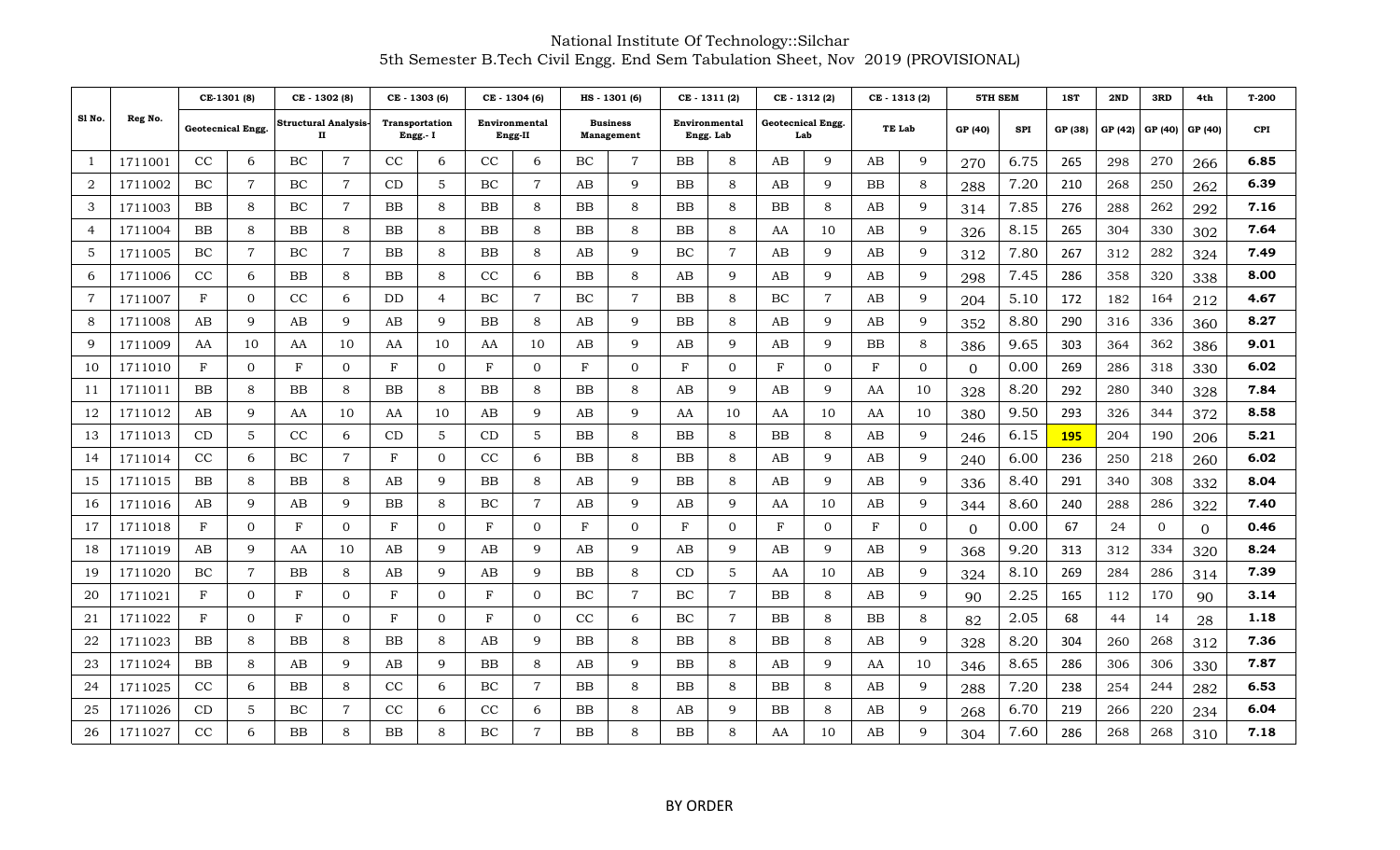National Institute Of Technology::Silchar

5th Semester B.Tech Civil Engg. End Sem Tabulation Sheet, Nov 2019 (PROVISIONAL)

| Sl No. | Reg No. | CE-1301 (8) | | CE - 1302 (8) | | CE - 1303 (6) | | CE - 1304 (6) | | HS - 1301 (6) | | CE - 1311 (2) | | CE - 1312 (2) | | CE - 1313 (2) | | 5TH SEM | | 1ST | 2ND | 3RD | 4th | T-200 |
|---|---|---|---|---|---|---|---|---|---|---|---|---|---|---|---|---|---|---|---|---|---|---|---|---|
| | | Geotecnical Engg. | | Structural Analysis-II | | Transportation Engg.- I | | Environmental Engg-II | | Business Management | | Environmental Engg. Lab | | Geotecnical Engg. Lab | | TE Lab | | GP (40) | SPI | GP (38) | GP (42) | GP (40) | GP (40) | CPI |
| 1 | 1711001 | CC | 6 | BC | 7 | CC | 6 | CC | 6 | BC | 7 | BB | 8 | AB | 9 | AB | 9 | 270 | 6.75 | 265 | 298 | 270 | 266 | 6.85 |
| 2 | 1711002 | BC | 7 | BC | 7 | CD | 5 | BC | 7 | AB | 9 | BB | 8 | AB | 9 | BB | 8 | 288 | 7.20 | 210 | 268 | 250 | 262 | 6.39 |
| 3 | 1711003 | BB | 8 | BC | 7 | BB | 8 | BB | 8 | BB | 8 | BB | 8 | BB | 8 | AB | 9 | 314 | 7.85 | 276 | 288 | 262 | 292 | 7.16 |
| 4 | 1711004 | BB | 8 | BB | 8 | BB | 8 | BB | 8 | BB | 8 | BB | 8 | AA | 10 | AB | 9 | 326 | 8.15 | 265 | 304 | 330 | 302 | 7.64 |
| 5 | 1711005 | BC | 7 | BC | 7 | BB | 8 | BB | 8 | AB | 9 | BC | 7 | AB | 9 | AB | 9 | 312 | 7.80 | 267 | 312 | 282 | 324 | 7.49 |
| 6 | 1711006 | CC | 6 | BB | 8 | BB | 8 | CC | 6 | BB | 8 | AB | 9 | AB | 9 | AB | 9 | 298 | 7.45 | 286 | 358 | 320 | 338 | 8.00 |
| 7 | 1711007 | F | 0 | CC | 6 | DD | 4 | BC | 7 | BC | 7 | BB | 8 | BC | 7 | AB | 9 | 204 | 5.10 | 172 | 182 | 164 | 212 | 4.67 |
| 8 | 1711008 | AB | 9 | AB | 9 | AB | 9 | BB | 8 | AB | 9 | BB | 8 | AB | 9 | AB | 9 | 352 | 8.80 | 290 | 316 | 336 | 360 | 8.27 |
| 9 | 1711009 | AA | 10 | AA | 10 | AA | 10 | AA | 10 | AB | 9 | AB | 9 | AB | 9 | BB | 8 | 386 | 9.65 | 303 | 364 | 362 | 386 | 9.01 |
| 10 | 1711010 | F | 0 | F | 0 | F | 0 | F | 0 | F | 0 | F | 0 | F | 0 | F | 0 | 0 | 0.00 | 269 | 286 | 318 | 330 | 6.02 |
| 11 | 1711011 | BB | 8 | BB | 8 | BB | 8 | BB | 8 | BB | 8 | AB | 9 | AB | 9 | AA | 10 | 328 | 8.20 | 292 | 280 | 340 | 328 | 7.84 |
| 12 | 1711012 | AB | 9 | AA | 10 | AA | 10 | AB | 9 | AB | 9 | AA | 10 | AA | 10 | AA | 10 | 380 | 9.50 | 293 | 326 | 344 | 372 | 8.58 |
| 13 | 1711013 | CD | 5 | CC | 6 | CD | 5 | CD | 5 | BB | 8 | BB | 8 | BB | 8 | AB | 9 | 246 | 6.15 | 195 | 204 | 190 | 206 | 5.21 |
| 14 | 1711014 | CC | 6 | BC | 7 | F | 0 | CC | 6 | BB | 8 | BB | 8 | AB | 9 | AB | 9 | 240 | 6.00 | 236 | 250 | 218 | 260 | 6.02 |
| 15 | 1711015 | BB | 8 | BB | 8 | AB | 9 | BB | 8 | AB | 9 | BB | 8 | AB | 9 | AB | 9 | 336 | 8.40 | 291 | 340 | 308 | 332 | 8.04 |
| 16 | 1711016 | AB | 9 | AB | 9 | BB | 8 | BC | 7 | AB | 9 | AB | 9 | AA | 10 | AB | 9 | 344 | 8.60 | 240 | 288 | 286 | 322 | 7.40 |
| 17 | 1711018 | F | 0 | F | 0 | F | 0 | F | 0 | F | 0 | F | 0 | F | 0 | F | 0 | 0 | 0.00 | 67 | 24 | 0 | 0 | 0.46 |
| 18 | 1711019 | AB | 9 | AA | 10 | AB | 9 | AB | 9 | AB | 9 | AB | 9 | AB | 9 | AB | 9 | 368 | 9.20 | 313 | 312 | 334 | 320 | 8.24 |
| 19 | 1711020 | BC | 7 | BB | 8 | AB | 9 | AB | 9 | BB | 8 | CD | 5 | AA | 10 | AB | 9 | 324 | 8.10 | 269 | 284 | 286 | 314 | 7.39 |
| 20 | 1711021 | F | 0 | F | 0 | F | 0 | F | 0 | BC | 7 | BC | 7 | BB | 8 | AB | 9 | 90 | 2.25 | 165 | 112 | 170 | 90 | 3.14 |
| 21 | 1711022 | F | 0 | F | 0 | F | 0 | F | 0 | CC | 6 | BC | 7 | BB | 8 | BB | 8 | 82 | 2.05 | 68 | 44 | 14 | 28 | 1.18 |
| 22 | 1711023 | BB | 8 | BB | 8 | BB | 8 | AB | 9 | BB | 8 | BB | 8 | BB | 8 | AB | 9 | 328 | 8.20 | 304 | 260 | 268 | 312 | 7.36 |
| 23 | 1711024 | BB | 8 | AB | 9 | AB | 9 | BB | 8 | AB | 9 | BB | 8 | AB | 9 | AA | 10 | 346 | 8.65 | 286 | 306 | 306 | 330 | 7.87 |
| 24 | 1711025 | CC | 6 | BB | 8 | CC | 6 | BC | 7 | BB | 8 | BB | 8 | BB | 8 | AB | 9 | 288 | 7.20 | 238 | 254 | 244 | 282 | 6.53 |
| 25 | 1711026 | CD | 5 | BC | 7 | CC | 6 | CC | 6 | BB | 8 | AB | 9 | BB | 8 | AB | 9 | 268 | 6.70 | 219 | 266 | 220 | 234 | 6.04 |
| 26 | 1711027 | CC | 6 | BB | 8 | BB | 8 | BC | 7 | BB | 8 | BB | 8 | AA | 10 | AB | 9 | 304 | 7.60 | 286 | 268 | 268 | 310 | 7.18 |

BY ORDER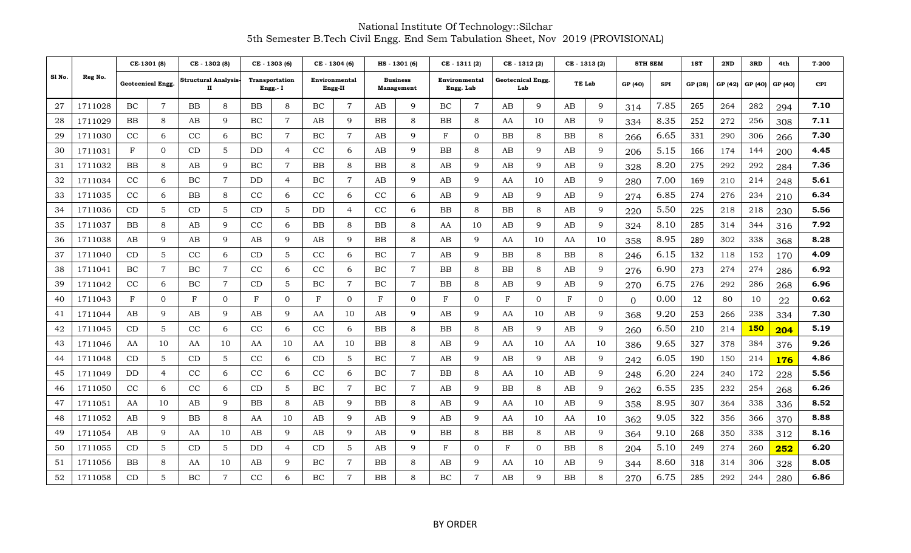National Institute Of Technology::Silchar
5th Semester B.Tech Civil Engg. End Sem Tabulation Sheet, Nov 2019 (PROVISIONAL)

| Sl No. | Reg No. | CE-1301 (8) Geotecnical Engg. | | CE - 1302 (8) Structural Analysis-II | | CE - 1303 (6) Transportation Engg.- I | | CE - 1304 (6) Environmental Engg-II | | HS - 1301 (6) Business Management | | CE - 1311 (2) Environmental Engg. Lab | | CE - 1312 (2) Geotecnical Engg. Lab | | CE - 1313 (2) TE Lab | | 5TH SEM | | 1ST | 2ND | 3RD | 4th | T-200 |
|---|---|---|---|---|---|---|---|---|---|---|---|---|---|---|---|---|---|---|---|---|---|---|---|---|
| | | | | | | | | | | | | | | | | | | GP (40) | SPI | GP (38) | GP (42) | GP (40) | GP (40) | CPI |
| 27 | 1711028 | BC | 7 | BB | 8 | BB | 8 | BC | 7 | AB | 9 | BC | 7 | AB | 9 | AB | 9 | 314 | 7.85 | 265 | 264 | 282 | 294 | 7.10 |
| 28 | 1711029 | BB | 8 | AB | 9 | BC | 7 | AB | 9 | BB | 8 | BB | 8 | AA | 10 | AB | 9 | 334 | 8.35 | 252 | 272 | 256 | 308 | 7.11 |
| 29 | 1711030 | CC | 6 | CC | 6 | BC | 7 | BC | 7 | AB | 9 | F | 0 | BB | 8 | BB | 8 | 266 | 6.65 | 331 | 290 | 306 | 266 | 7.30 |
| 30 | 1711031 | F | 0 | CD | 5 | DD | 4 | CC | 6 | AB | 9 | BB | 8 | AB | 9 | AB | 9 | 206 | 5.15 | 166 | 174 | 144 | 200 | 4.45 |
| 31 | 1711032 | BB | 8 | AB | 9 | BC | 7 | BB | 8 | BB | 8 | AB | 9 | AB | 9 | AB | 9 | 328 | 8.20 | 275 | 292 | 292 | 284 | 7.36 |
| 32 | 1711034 | CC | 6 | BC | 7 | DD | 4 | BC | 7 | AB | 9 | AB | 9 | AA | 10 | AB | 9 | 280 | 7.00 | 169 | 210 | 214 | 248 | 5.61 |
| 33 | 1711035 | CC | 6 | BB | 8 | CC | 6 | CC | 6 | CC | 6 | AB | 9 | AB | 9 | AB | 9 | 274 | 6.85 | 274 | 276 | 234 | 210 | 6.34 |
| 34 | 1711036 | CD | 5 | CD | 5 | CD | 5 | DD | 4 | CC | 6 | BB | 8 | BB | 8 | AB | 9 | 220 | 5.50 | 225 | 218 | 218 | 230 | 5.56 |
| 35 | 1711037 | BB | 8 | AB | 9 | CC | 6 | BB | 8 | BB | 8 | AA | 10 | AB | 9 | AB | 9 | 324 | 8.10 | 285 | 314 | 344 | 316 | 7.92 |
| 36 | 1711038 | AB | 9 | AB | 9 | AB | 9 | AB | 9 | BB | 8 | AB | 9 | AA | 10 | AA | 10 | 358 | 8.95 | 289 | 302 | 338 | 368 | 8.28 |
| 37 | 1711040 | CD | 5 | CC | 6 | CD | 5 | CC | 6 | BC | 7 | AB | 9 | BB | 8 | BB | 8 | 246 | 6.15 | 132 | 118 | 152 | 170 | 4.09 |
| 38 | 1711041 | BC | 7 | BC | 7 | CC | 6 | CC | 6 | BC | 7 | BB | 8 | BB | 8 | AB | 9 | 276 | 6.90 | 273 | 274 | 274 | 286 | 6.92 |
| 39 | 1711042 | CC | 6 | BC | 7 | CD | 5 | BC | 7 | BC | 7 | BB | 8 | AB | 9 | AB | 9 | 270 | 6.75 | 276 | 292 | 286 | 268 | 6.96 |
| 40 | 1711043 | F | 0 | F | 0 | F | 0 | F | 0 | F | 0 | F | 0 | F | 0 | F | 0 | 0 | 0.00 | 12 | 80 | 10 | 22 | 0.62 |
| 41 | 1711044 | AB | 9 | AB | 9 | AB | 9 | AA | 10 | AB | 9 | AB | 9 | AA | 10 | AB | 9 | 368 | 9.20 | 253 | 266 | 238 | 334 | 7.30 |
| 42 | 1711045 | CD | 5 | CC | 6 | CC | 6 | CC | 6 | BB | 8 | BB | 8 | AB | 9 | AB | 9 | 260 | 6.50 | 210 | 214 | 150 | 204 | 5.19 |
| 43 | 1711046 | AA | 10 | AA | 10 | AA | 10 | AA | 10 | BB | 8 | AB | 9 | AA | 10 | AA | 10 | 386 | 9.65 | 327 | 378 | 384 | 376 | 9.26 |
| 44 | 1711048 | CD | 5 | CD | 5 | CC | 6 | CD | 5 | BC | 7 | AB | 9 | AB | 9 | AB | 9 | 242 | 6.05 | 190 | 150 | 214 | 176 | 4.86 |
| 45 | 1711049 | DD | 4 | CC | 6 | CC | 6 | CC | 6 | BC | 7 | BB | 8 | AA | 10 | AB | 9 | 248 | 6.20 | 224 | 240 | 172 | 228 | 5.56 |
| 46 | 1711050 | CC | 6 | CC | 6 | CD | 5 | BC | 7 | BC | 7 | AB | 9 | BB | 8 | AB | 9 | 262 | 6.55 | 235 | 232 | 254 | 268 | 6.26 |
| 47 | 1711051 | AA | 10 | AB | 9 | BB | 8 | AB | 9 | BB | 8 | AB | 9 | AA | 10 | AB | 9 | 358 | 8.95 | 307 | 364 | 338 | 336 | 8.52 |
| 48 | 1711052 | AB | 9 | BB | 8 | AA | 10 | AB | 9 | AB | 9 | AB | 9 | AA | 10 | AA | 10 | 362 | 9.05 | 322 | 356 | 366 | 370 | 8.88 |
| 49 | 1711054 | AB | 9 | AA | 10 | AB | 9 | AB | 9 | AB | 9 | BB | 8 | BB | 8 | AB | 9 | 364 | 9.10 | 268 | 350 | 338 | 312 | 8.16 |
| 50 | 1711055 | CD | 5 | CD | 5 | DD | 4 | CD | 5 | AB | 9 | F | 0 | F | 0 | BB | 8 | 204 | 5.10 | 249 | 274 | 260 | 252 | 6.20 |
| 51 | 1711056 | BB | 8 | AA | 10 | AB | 9 | BC | 7 | BB | 8 | AB | 9 | AA | 10 | AB | 9 | 344 | 8.60 | 318 | 314 | 306 | 328 | 8.05 |
| 52 | 1711058 | CD | 5 | BC | 7 | CC | 6 | BC | 7 | BB | 8 | BC | 7 | AB | 9 | BB | 8 | 270 | 6.75 | 285 | 292 | 244 | 280 | 6.86 |

BY ORDER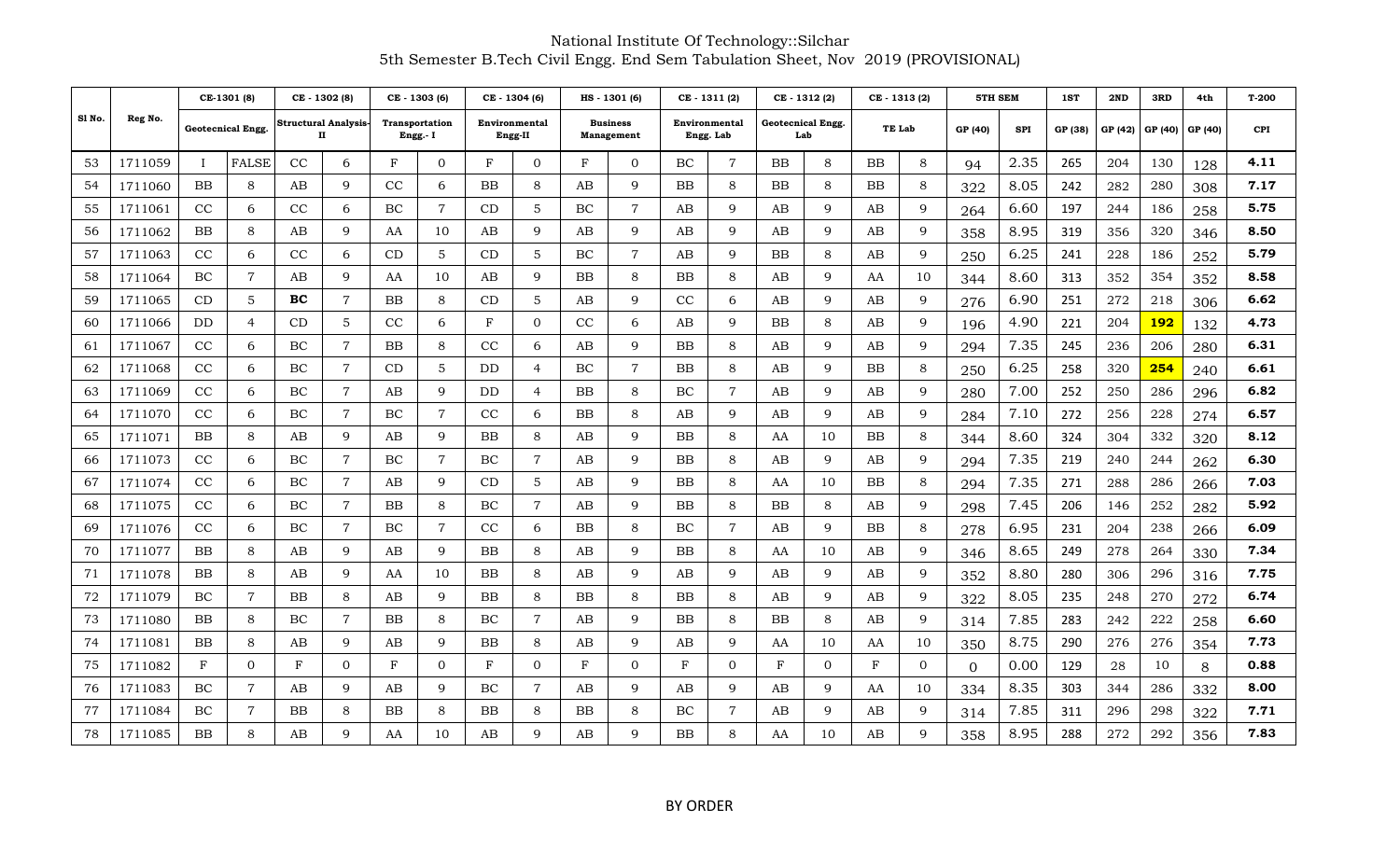National Institute Of Technology::Silchar

5th Semester B.Tech Civil Engg. End Sem Tabulation Sheet, Nov 2019 (PROVISIONAL)

| Sl No. | Reg No. | CE-1301 (8) | | CE - 1302 (8) | | CE - 1303 (6) | | CE - 1304 (6) | | HS - 1301 (6) | | CE - 1311 (2) | | CE - 1312 (2) | | CE - 1313 (2) | | 5TH SEM | | 1ST | 2ND | 3RD | 4th | T-200 |
|---|---|---|---|---|---|---|---|---|---|---|---|---|---|---|---|---|---|---|---|---|---|---|---|---|
| | | Geotecnical Engg. | | Structural Analysis-II | | Transportation Engg.- I | | Environmental Engg-II | | Business Management | | Environmental Engg. Lab | | Geotecnical Engg. Lab | | TE Lab | | GP (40) | SPI | GP (38) | GP (42) | GP (40) | GP (40) | CPI |
| 53 | 1711059 | I | FALSE | CC | 6 | F | 0 | F | 0 | F | 0 | BC | 7 | BB | 8 | BB | 8 | 94 | 2.35 | 265 | 204 | 130 | 128 | **4.11** |
| 54 | 1711060 | BB | 8 | AB | 9 | CC | 6 | BB | 8 | AB | 9 | BB | 8 | BB | 8 | BB | 8 | 322 | 8.05 | 242 | 282 | 280 | 308 | **7.17** |
| 55 | 1711061 | CC | 6 | CC | 6 | BC | 7 | CD | 5 | BC | 7 | AB | 9 | AB | 9 | AB | 9 | 264 | 6.60 | 197 | 244 | 186 | 258 | **5.75** |
| 56 | 1711062 | BB | 8 | AB | 9 | AA | 10 | AB | 9 | AB | 9 | AB | 9 | AB | 9 | AB | 9 | 358 | 8.95 | 319 | 356 | 320 | 346 | **8.50** |
| 57 | 1711063 | CC | 6 | CC | 6 | CD | 5 | CD | 5 | BC | 7 | AB | 9 | BB | 8 | AB | 9 | 250 | 6.25 | 241 | 228 | 186 | 252 | **5.79** |
| 58 | 1711064 | BC | 7 | AB | 9 | AA | 10 | AB | 9 | BB | 8 | BB | 8 | AB | 9 | AA | 10 | 344 | 8.60 | 313 | 352 | 354 | 352 | **8.58** |
| 59 | 1711065 | CD | 5 | **BC** | 7 | BB | 8 | CD | 5 | AB | 9 | CC | 6 | AB | 9 | AB | 9 | 276 | 6.90 | 251 | 272 | 218 | 306 | **6.62** |
| 60 | 1711066 | DD | 4 | CD | 5 | CC | 6 | F | 0 | CC | 6 | AB | 9 | BB | 8 | AB | 9 | 196 | 4.90 | 221 | 204 | **192** | 132 | **4.73** |
| 61 | 1711067 | CC | 6 | BC | 7 | BB | 8 | CC | 6 | AB | 9 | BB | 8 | AB | 9 | AB | 9 | 294 | 7.35 | 245 | 236 | 206 | 280 | **6.31** |
| 62 | 1711068 | CC | 6 | BC | 7 | CD | 5 | DD | 4 | BC | 7 | BB | 8 | AB | 9 | BB | 8 | 250 | 6.25 | 258 | 320 | **254** | 240 | **6.61** |
| 63 | 1711069 | CC | 6 | BC | 7 | AB | 9 | DD | 4 | BB | 8 | BC | 7 | AB | 9 | AB | 9 | 280 | 7.00 | 252 | 250 | 286 | 296 | **6.82** |
| 64 | 1711070 | CC | 6 | BC | 7 | BC | 7 | CC | 6 | BB | 8 | AB | 9 | AB | 9 | AB | 9 | 284 | 7.10 | 272 | 256 | 228 | 274 | **6.57** |
| 65 | 1711071 | BB | 8 | AB | 9 | AB | 9 | BB | 8 | AB | 9 | BB | 8 | AA | 10 | BB | 8 | 344 | 8.60 | 324 | 304 | 332 | 320 | **8.12** |
| 66 | 1711073 | CC | 6 | BC | 7 | BC | 7 | BC | 7 | AB | 9 | BB | 8 | AB | 9 | AB | 9 | 294 | 7.35 | 219 | 240 | 244 | 262 | **6.30** |
| 67 | 1711074 | CC | 6 | BC | 7 | AB | 9 | CD | 5 | AB | 9 | BB | 8 | AA | 10 | BB | 8 | 294 | 7.35 | 271 | 288 | 286 | 266 | **7.03** |
| 68 | 1711075 | CC | 6 | BC | 7 | BB | 8 | BC | 7 | AB | 9 | BB | 8 | BB | 8 | AB | 9 | 298 | 7.45 | 206 | 146 | 252 | 282 | **5.92** |
| 69 | 1711076 | CC | 6 | BC | 7 | BC | 7 | CC | 6 | BB | 8 | BC | 7 | AB | 9 | BB | 8 | 278 | 6.95 | 231 | 204 | 238 | 266 | **6.09** |
| 70 | 1711077 | BB | 8 | AB | 9 | AB | 9 | BB | 8 | AB | 9 | BB | 8 | AA | 10 | AB | 9 | 346 | 8.65 | 249 | 278 | 264 | 330 | **7.34** |
| 71 | 1711078 | BB | 8 | AB | 9 | AA | 10 | BB | 8 | AB | 9 | AB | 9 | AB | 9 | AB | 9 | 352 | 8.80 | 280 | 306 | 296 | 316 | **7.75** |
| 72 | 1711079 | BC | 7 | BB | 8 | AB | 9 | BB | 8 | BB | 8 | BB | 8 | AB | 9 | AB | 9 | 322 | 8.05 | 235 | 248 | 270 | 272 | **6.74** |
| 73 | 1711080 | BB | 8 | BC | 7 | BB | 8 | BC | 7 | AB | 9 | BB | 8 | BB | 8 | AB | 9 | 314 | 7.85 | 283 | 242 | 222 | 258 | **6.60** |
| 74 | 1711081 | BB | 8 | AB | 9 | AB | 9 | BB | 8 | AB | 9 | AB | 9 | AA | 10 | AA | 10 | 350 | 8.75 | 290 | 276 | 276 | 354 | **7.73** |
| 75 | 1711082 | F | 0 | F | 0 | F | 0 | F | 0 | F | 0 | F | 0 | F | 0 | F | 0 | 0 | 0.00 | 129 | 28 | 10 | 8 | **0.88** |
| 76 | 1711083 | BC | 7 | AB | 9 | AB | 9 | BC | 7 | AB | 9 | AB | 9 | AB | 9 | AA | 10 | 334 | 8.35 | 303 | 344 | 286 | 332 | **8.00** |
| 77 | 1711084 | BC | 7 | BB | 8 | BB | 8 | BB | 8 | BB | 8 | BC | 7 | AB | 9 | AB | 9 | 314 | 7.85 | 311 | 296 | 298 | 322 | **7.71** |
| 78 | 1711085 | BB | 8 | AB | 9 | AA | 10 | AB | 9 | AB | 9 | BB | 8 | AA | 10 | AB | 9 | 358 | 8.95 | 288 | 272 | 292 | 356 | **7.83** |

BY ORDER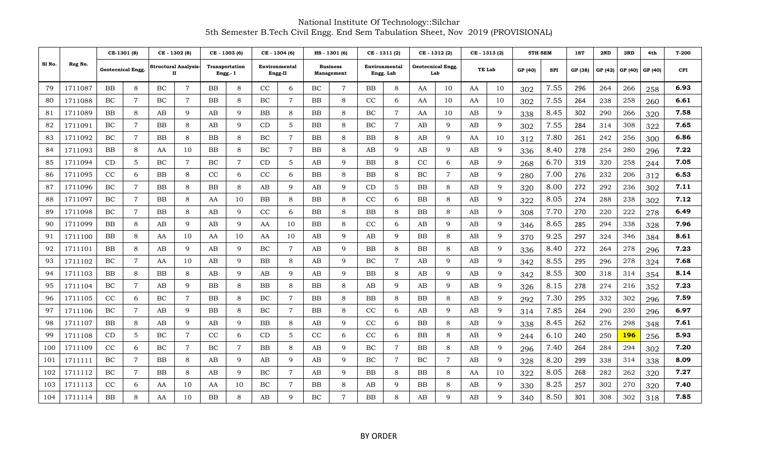National Institute Of Technology::Silchar

5th Semester B.Tech Civil Engg. End Sem Tabulation Sheet, Nov 2019 (PROVISIONAL)

| Sl No. | Reg No. | CE-1301 (8) | | CE - 1302 (8) | | CE - 1303 (6) | | CE - 1304 (6) | | HS - 1301 (6) | | CE - 1311 (2) | | CE - 1312 (2) | | CE - 1313 (2) | | 5TH SEM | | 1ST | 2ND | 3RD | 4th | T-200 |
|---|---|---|---|---|---|---|---|---|---|---|---|---|---|---|---|---|---|---|---|---|---|---|---|---|
| | | Geotecnical Engg. | | Structural Analysis-II | | Transportation Engg.- I | | Environmental Engg-II | | Business Management | | Environmental Engg. Lab | | Geotecnical Engg. Lab | | TE Lab | | GP (40) | SPI | GP (38) | GP (42) | GP (40) | GP (40) | CPI |
| 79 | 1711087 | BB | 8 | BC | 7 | BB | 8 | CC | 6 | BC | 7 | BB | 8 | AA | 10 | AA | 10 | 302 | 7.55 | 296 | 264 | 266 | 258 | 6.93 |
| 80 | 1711088 | BC | 7 | BC | 7 | BB | 8 | BC | 7 | BB | 8 | CC | 6 | AA | 10 | AA | 10 | 302 | 7.55 | 264 | 238 | 258 | 260 | 6.61 |
| 81 | 1711089 | BB | 8 | AB | 9 | AB | 9 | BB | 8 | BB | 8 | BC | 7 | AA | 10 | AB | 9 | 338 | 8.45 | 302 | 290 | 266 | 320 | 7.58 |
| 82 | 1711091 | BC | 7 | BB | 8 | AB | 9 | CD | 5 | BB | 8 | BC | 7 | AB | 9 | AB | 9 | 302 | 7.55 | 284 | 314 | 308 | 322 | 7.65 |
| 83 | 1711092 | BC | 7 | BB | 8 | BB | 8 | BC | 7 | BB | 8 | BB | 8 | AB | 9 | AA | 10 | 312 | 7.80 | 261 | 242 | 256 | 300 | 6.86 |
| 84 | 1711093 | BB | 8 | AA | 10 | BB | 8 | BC | 7 | BB | 8 | AB | 9 | AB | 9 | AB | 9 | 336 | 8.40 | 278 | 254 | 280 | 296 | 7.22 |
| 85 | 1711094 | CD | 5 | BC | 7 | BC | 7 | CD | 5 | AB | 9 | BB | 8 | CC | 6 | AB | 9 | 268 | 6.70 | 319 | 320 | 258 | 244 | 7.05 |
| 86 | 1711095 | CC | 6 | BB | 8 | CC | 6 | CC | 6 | BB | 8 | BB | 8 | BC | 7 | AB | 9 | 280 | 7.00 | 276 | 232 | 206 | 312 | 6.53 |
| 87 | 1711096 | BC | 7 | BB | 8 | BB | 8 | AB | 9 | AB | 9 | CD | 5 | BB | 8 | AB | 9 | 320 | 8.00 | 272 | 292 | 236 | 302 | 7.11 |
| 88 | 1711097 | BC | 7 | BB | 8 | AA | 10 | BB | 8 | BB | 8 | CC | 6 | BB | 8 | AB | 9 | 322 | 8.05 | 274 | 288 | 238 | 302 | 7.12 |
| 89 | 1711098 | BC | 7 | BB | 8 | AB | 9 | CC | 6 | BB | 8 | BB | 8 | BB | 8 | AB | 9 | 308 | 7.70 | 270 | 220 | 222 | 278 | 6.49 |
| 90 | 1711099 | BB | 8 | AB | 9 | AB | 9 | AA | 10 | BB | 8 | CC | 6 | AB | 9 | AB | 9 | 346 | 8.65 | 285 | 294 | 338 | 328 | 7.96 |
| 91 | 1711100 | BB | 8 | AA | 10 | AA | 10 | AA | 10 | AB | 9 | AB | 9 | BB | 8 | AB | 9 | 370 | 9.25 | 297 | 324 | 346 | 384 | 8.61 |
| 92 | 1711101 | BB | 8 | AB | 9 | AB | 9 | BC | 7 | AB | 9 | BB | 8 | BB | 8 | AB | 9 | 336 | 8.40 | 272 | 264 | 278 | 296 | 7.23 |
| 93 | 1711102 | BC | 7 | AA | 10 | AB | 9 | BB | 8 | AB | 9 | BC | 7 | AB | 9 | AB | 9 | 342 | 8.55 | 295 | 296 | 278 | 324 | 7.68 |
| 94 | 1711103 | BB | 8 | BB | 8 | AB | 9 | AB | 9 | AB | 9 | BB | 8 | AB | 9 | AB | 9 | 342 | 8.55 | 300 | 318 | 314 | 354 | 8.14 |
| 95 | 1711104 | BC | 7 | AB | 9 | BB | 8 | BB | 8 | BB | 8 | AB | 9 | AB | 9 | AB | 9 | 326 | 8.15 | 278 | 274 | 216 | 352 | 7.23 |
| 96 | 1711105 | CC | 6 | BC | 7 | BB | 8 | BC | 7 | BB | 8 | BB | 8 | BB | 8 | AB | 9 | 292 | 7.30 | 295 | 332 | 302 | 296 | 7.59 |
| 97 | 1711106 | BC | 7 | AB | 9 | BB | 8 | BC | 7 | BB | 8 | CC | 6 | AB | 9 | AB | 9 | 314 | 7.85 | 264 | 290 | 230 | 296 | 6.97 |
| 98 | 1711107 | BB | 8 | AB | 9 | AB | 9 | BB | 8 | AB | 9 | CC | 6 | BB | 8 | AB | 9 | 338 | 8.45 | 262 | 276 | 298 | 348 | 7.61 |
| 99 | 1711108 | CD | 5 | BC | 7 | CC | 6 | CD | 5 | CC | 6 | CC | 6 | BB | 8 | AB | 9 | 244 | 6.10 | 240 | 250 | **196** | 256 | 5.93 |
| 100 | 1711109 | CC | 6 | BC | 7 | BC | 7 | BB | 8 | AB | 9 | BC | 7 | BB | 8 | AB | 9 | 296 | 7.40 | 264 | 284 | 294 | 302 | 7.20 |
| 101 | 1711111 | BC | 7 | BB | 8 | AB | 9 | AB | 9 | AB | 9 | BC | 7 | BC | 7 | AB | 9 | 328 | 8.20 | 299 | 338 | 314 | 338 | 8.09 |
| 102 | 1711112 | BC | 7 | BB | 8 | AB | 9 | BC | 7 | AB | 9 | BB | 8 | BB | 8 | AA | 10 | 322 | 8.05 | 268 | 282 | 262 | 320 | 7.27 |
| 103 | 1711113 | CC | 6 | AA | 10 | AA | 10 | BC | 7 | BB | 8 | AB | 9 | BB | 8 | AB | 9 | 330 | 8.25 | 257 | 302 | 270 | 320 | 7.40 |
| 104 | 1711114 | BB | 8 | AA | 10 | BB | 8 | AB | 9 | BC | 7 | BB | 8 | AB | 9 | AB | 9 | 340 | 8.50 | 301 | 308 | 302 | 318 | 7.85 |

BY ORDER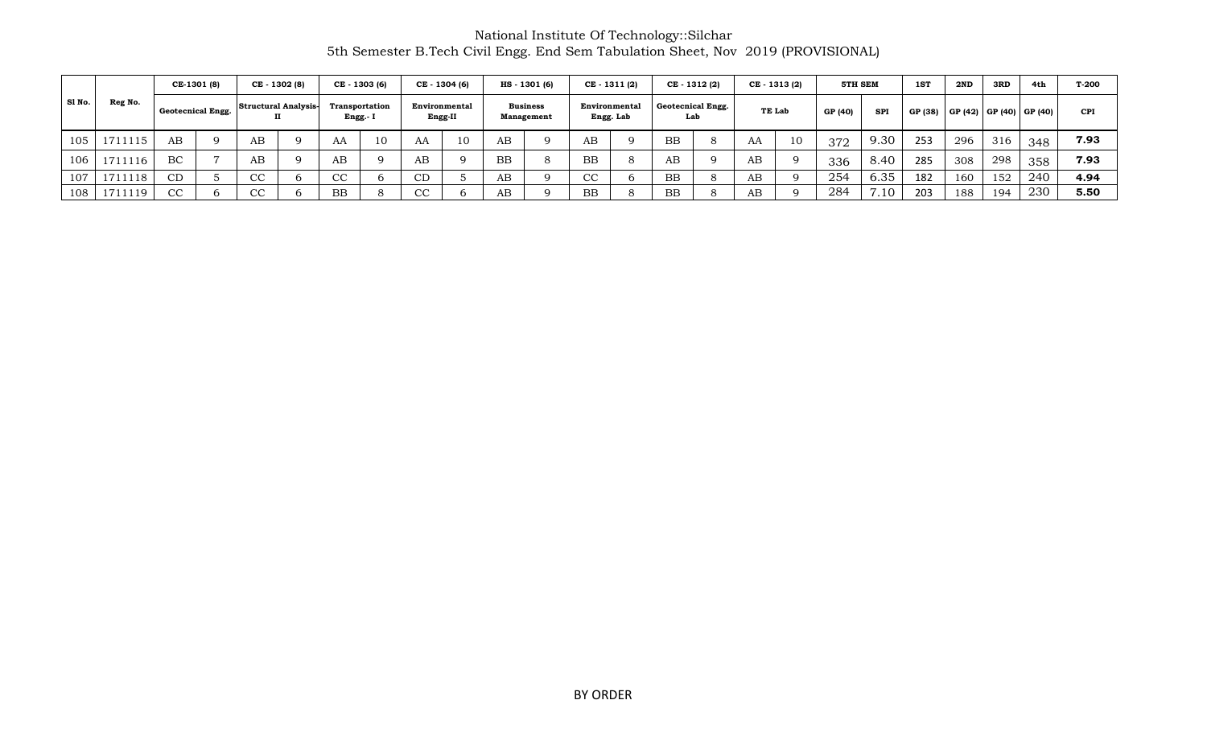National Institute Of Technology::Silchar
5th Semester B.Tech Civil Engg. End Sem Tabulation Sheet, Nov 2019 (PROVISIONAL)

| Sl No. | Reg No. | CE-1301 (8) | | CE - 1302 (8) | | CE - 1303 (6) | | CE - 1304 (6) | | HS - 1301 (6) | | CE - 1311 (2) | | CE - 1312 (2) | | CE - 1313 (2) | | 5TH SEM | | 1ST | 2ND | 3RD | 4th | T-200 |
|---|---|---|---|---|---|---|---|---|---|---|---|---|---|---|---|---|---|---|---|---|---|---|---|---|
| | | Geotecnical Engg. | | Structural Analysis-II | | Transportation Engg.- I | | Environmental Engg-II | | Business Management | | Environmental Engg. Lab | | Geotecnical Engg. Lab | | TE Lab | | GP (40) | SPI | GP (38) | GP (42) | GP (40) | GP (40) | CPI |
| 105 | 1711115 | AB | 9 | AB | 9 | AA | 10 | AA | 10 | AB | 9 | AB | 9 | BB | 8 | AA | 10 | 372 | 9.30 | 253 | 296 | 316 | 348 | 7.93 |
| 106 | 1711116 | BC | 7 | AB | 9 | AB | 9 | AB | 9 | BB | 8 | BB | 8 | AB | 9 | AB | 9 | 336 | 8.40 | 285 | 308 | 298 | 358 | 7.93 |
| 107 | 1711118 | CD | 5 | CC | 6 | CC | 6 | CD | 5 | AB | 9 | CC | 6 | BB | 8 | AB | 9 | 254 | 6.35 | 182 | 160 | 152 | 240 | 4.94 |
| 108 | 1711119 | CC | 6 | CC | 6 | BB | 8 | CC | 6 | AB | 9 | BB | 8 | BB | 8 | AB | 9 | 284 | 7.10 | 203 | 188 | 194 | 230 | 5.50 |

BY ORDER